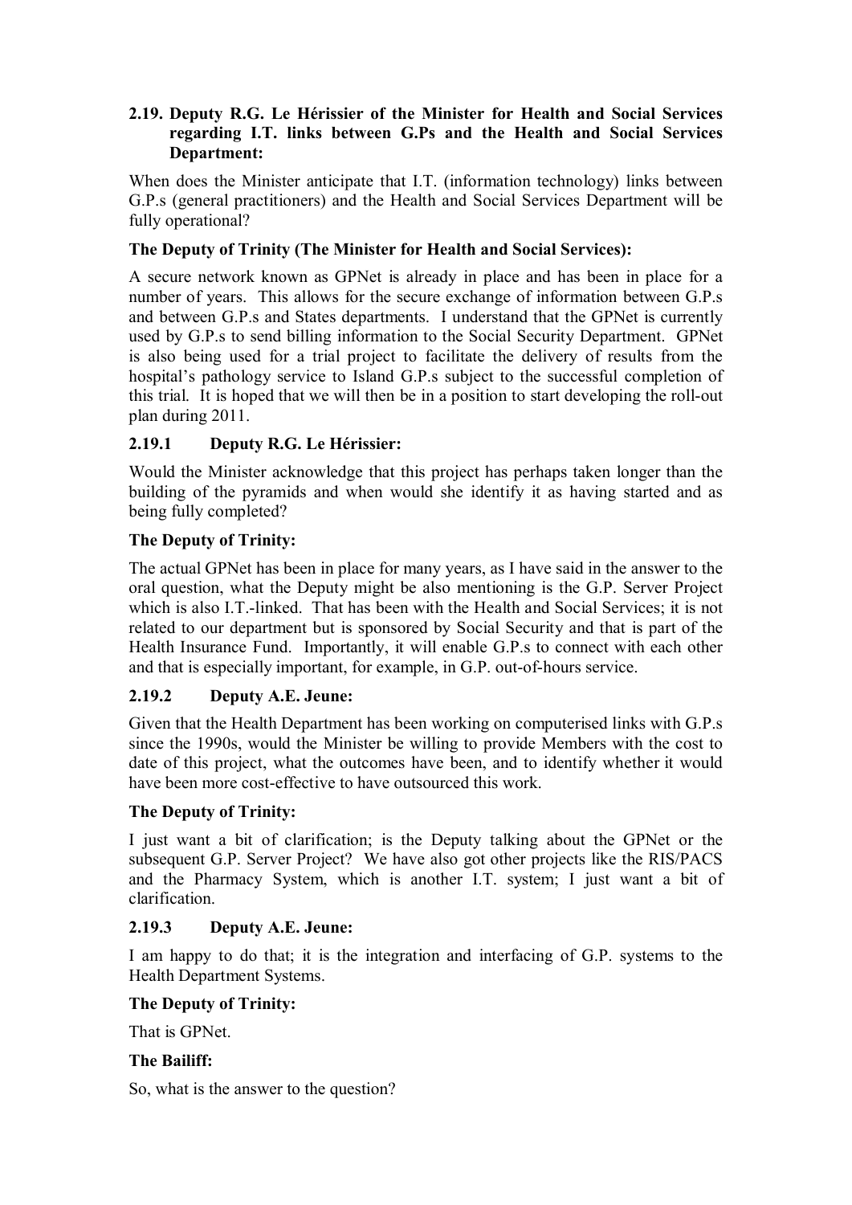### 2.19. Deputy R.G. Le Hérissier of the Minister for Health and Social Services regarding I.T. links between G.Ps and the Health and Social Services Department:

When does the Minister anticipate that I.T. (information technology) links between G.P.s (general practitioners) and the Health and Social Services Department will be fully operational?

**The Deputy of Trinity (The Minister for Health and Social Services):**

A secure network known as GPNet is already in place and has been in place for a number of years. This allows for the secure exchange of information between G.P.s and between G.P.s and States departments. I understand that the GPNet is currently used by G.P.s to send billing information to the Social Security Department. GPNet is also being used for a trial project to facilitate the delivery of results from the hospital's pathology service to Island G.P.s subject to the successful completion of this trial. It is hoped that we will then be in a position to start developing the roll-out plan during 2011.

### 2.19.1 Deputy R.G. Le Hérissier:

Would the Minister acknowledge that this project has perhaps taken longer than the building of the pyramids and when would she identify it as having started and as being fully completed?

**The Deputy of Trinity:**

The actual GPNet has been in place for many years, as I have said in the answer to the oral question, what the Deputy might be also mentioning is the G.P. Server Project which is also I.T.-linked. That has been with the Health and Social Services; it is not related to our department but is sponsored by Social Security and that is part of the Health Insurance Fund. Importantly, it will enable G.P.s to connect with each other and that is especially important, for example, in G.P. out-of-hours service.

### 2.19.2 Deputy A.E. Jeune:

Given that the Health Department has been working on computerised links with G.P.s since the 1990s, would the Minister be willing to provide Members with the cost to date of this project, what the outcomes have been, and to identify whether it would have been more cost-effective to have outsourced this work.

**The Deputy of Trinity:**

I just want a bit of clarification; is the Deputy talking about the GPNet or the subsequent G.P. Server Project? We have also got other projects like the RIS/PACS and the Pharmacy System, which is another I.T. system; I just want a bit of clarification.

### 2.19.3 Deputy A.E. Jeune:

I am happy to do that; it is the integration and interfacing of G.P. systems to the Health Department Systems.

**The Deputy of Trinity:**

That is GPNet.

**The Bailiff:**

So, what is the answer to the question?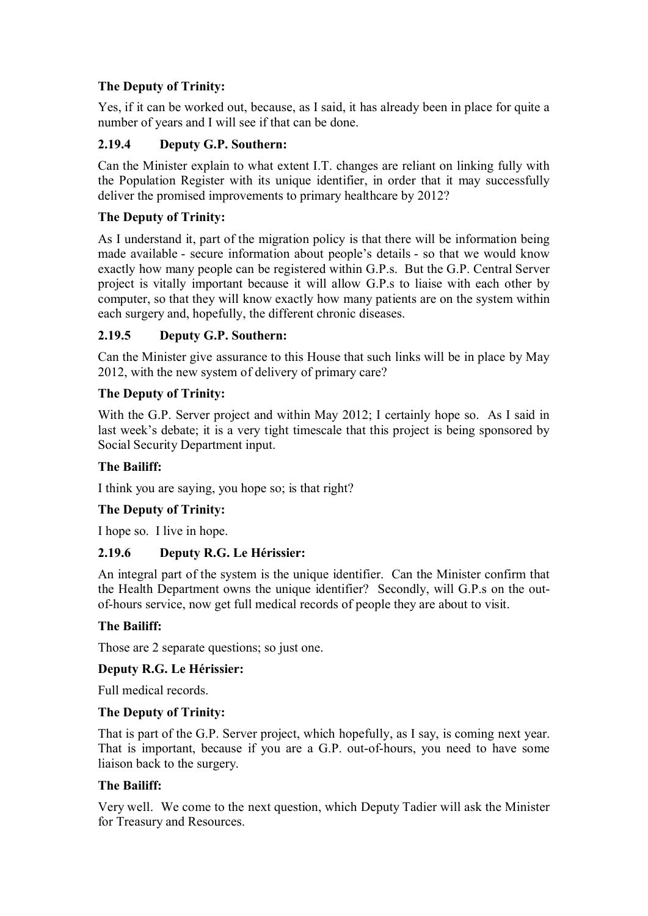**The Deputy of Trinity:**

Yes, if it can be worked out, because, as I said, it has already been in place for quite a number of years and I will see if that can be done.

### 2.19.4 Deputy G.P. Southern:

Can the Minister explain to what extent I.T. changes are reliant on linking fully with the Population Register with its unique identifier, in order that it may successfully deliver the promised improvements to primary healthcare by 2012?

**The Deputy of Trinity:**

As I understand it, part of the migration policy is that there will be information being made available - secure information about people's details - so that we would know exactly how many people can be registered within G.P.s. But the G.P. Central Server project is vitally important because it will allow G.P.s to liaise with each other by computer, so that they will know exactly how many patients are on the system within each surgery and, hopefully, the different chronic diseases.

### 2.19.5 Deputy G.P. Southern:

Can the Minister give assurance to this House that such links will be in place by May 2012, with the new system of delivery of primary care?

**The Deputy of Trinity:**

With the G.P. Server project and within May 2012; I certainly hope so. As I said in last week's debate; it is a very tight timescale that this project is being sponsored by Social Security Department input.

**The Bailiff:**

I think you are saying, you hope so; is that right?

**The Deputy of Trinity:**

I hope so. I live in hope.

### 2.19.6 Deputy R.G. Le Hérissier:

An integral part of the system is the unique identifier. Can the Minister confirm that the Health Department owns the unique identifier? Secondly, will G.P.s on the out-of-hours service, now get full medical records of people they are about to visit.

**The Bailiff:**

Those are 2 separate questions; so just one.

**Deputy R.G. Le Hérissier:**

Full medical records.

**The Deputy of Trinity:**

That is part of the G.P. Server project, which hopefully, as I say, is coming next year. That is important, because if you are a G.P. out-of-hours, you need to have some liaison back to the surgery.

**The Bailiff:**

Very well. We come to the next question, which Deputy Tadier will ask the Minister for Treasury and Resources.